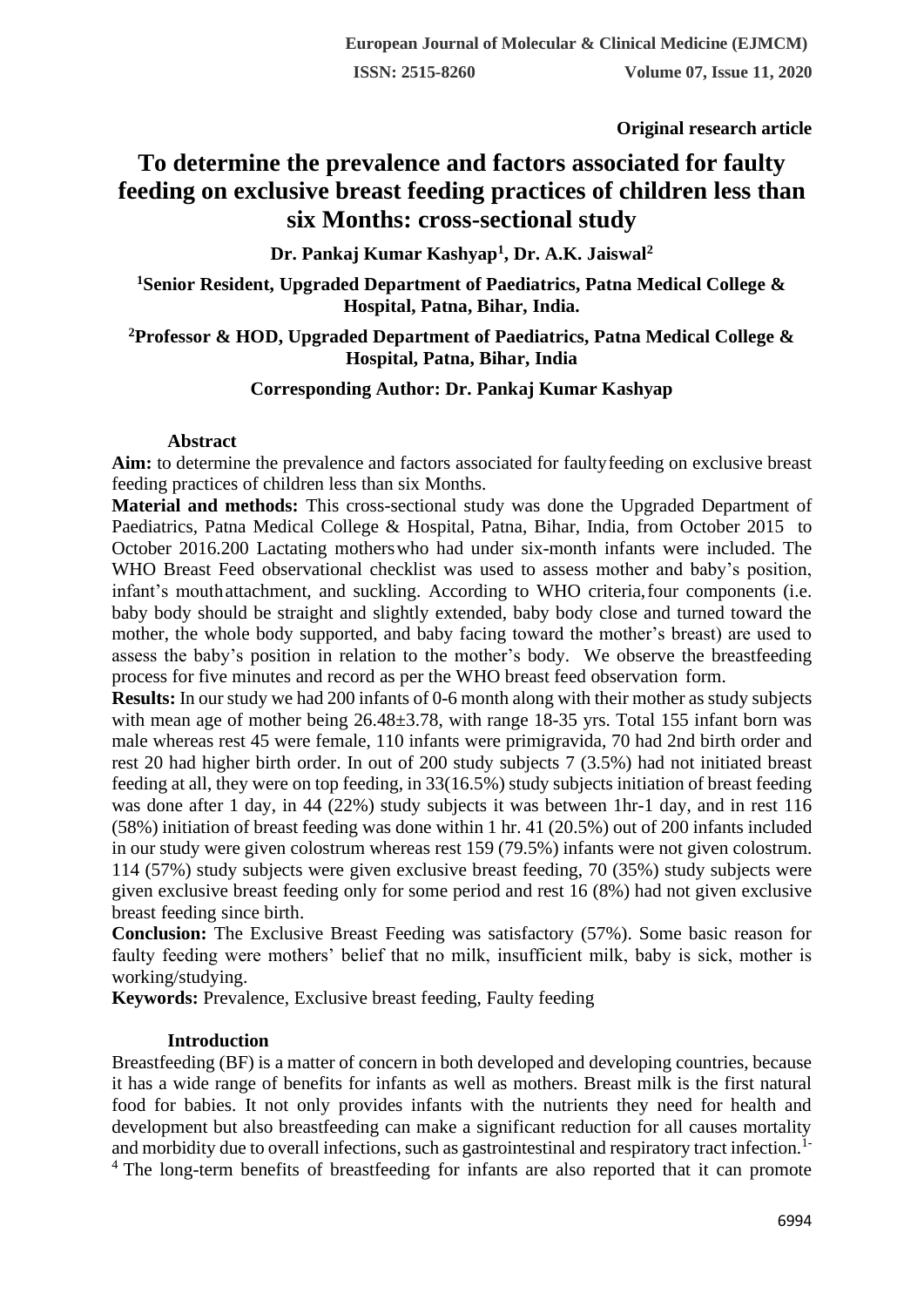**Original research article**

# To determine the prevalence and factors associated for faulty feeding on exclusive breast feeding practices of children less than six Months: cross-sectional study

**Dr. Pankaj Kumar Kashyap[1], Dr. A.K. Jaiswal[2]**

**[1]Senior Resident, Upgraded Department of Paediatrics, Patna Medical College & Hospital, Patna, Bihar, India.**

**[2]Professor & HOD, Upgraded Department of Paediatrics, Patna Medical College & Hospital, Patna, Bihar, India**

**Corresponding Author: Dr. Pankaj Kumar Kashyap**

## Abstract

**Aim:** to determine the prevalence and factors associated for faultyfeeding on exclusive breast feeding practices of children less than six Months.

**Material and methods:** This cross-sectional study was done the Upgraded Department of Paediatrics, Patna Medical College & Hospital, Patna, Bihar, India, from October 2015 to October 2016.200 Lactating motherswho had under six-month infants were included. The WHO Breast Feed observational checklist was used to assess mother and baby's position, infant's mouthattachment, and suckling. According to WHO criteria,four components (i.e. baby body should be straight and slightly extended, baby body close and turned toward the mother, the whole body supported, and baby facing toward the mother's breast) are used to assess the baby's position in relation to the mother's body. We observe the breastfeeding process for five minutes and record as per the WHO breast feed observation form.

**Results:** In our study we had 200 infants of 0-6 month along with their mother as study subjects with mean age of mother being 26.48±3.78, with range 18-35 yrs. Total 155 infant born was male whereas rest 45 were female, 110 infants were primigravida, 70 had 2nd birth order and rest 20 had higher birth order. In out of 200 study subjects 7 (3.5%) had not initiated breast feeding at all, they were on top feeding, in 33(16.5%) study subjects initiation of breast feeding was done after 1 day, in 44 (22%) study subjects it was between 1hr-1 day, and in rest 116 (58%) initiation of breast feeding was done within 1 hr. 41 (20.5%) out of 200 infants included in our study were given colostrum whereas rest 159 (79.5%) infants were not given colostrum. 114 (57%) study subjects were given exclusive breast feeding, 70 (35%) study subjects were given exclusive breast feeding only for some period and rest 16 (8%) had not given exclusive breast feeding since birth.

**Conclusion:** The Exclusive Breast Feeding was satisfactory (57%). Some basic reason for faulty feeding were mothers' belief that no milk, insufficient milk, baby is sick, mother is working/studying.

**Keywords:** Prevalence, Exclusive breast feeding, Faulty feeding

## Introduction

Breastfeeding (BF) is a matter of concern in both developed and developing countries, because it has a wide range of benefits for infants as well as mothers. Breast milk is the first natural food for babies. It not only provides infants with the nutrients they need for health and development but also breastfeeding can make a significant reduction for all causes mortality and morbidity due to overall infections, such as gastrointestinal and respiratory tract infection.[1-4] The long-term benefits of breastfeeding for infants are also reported that it can promote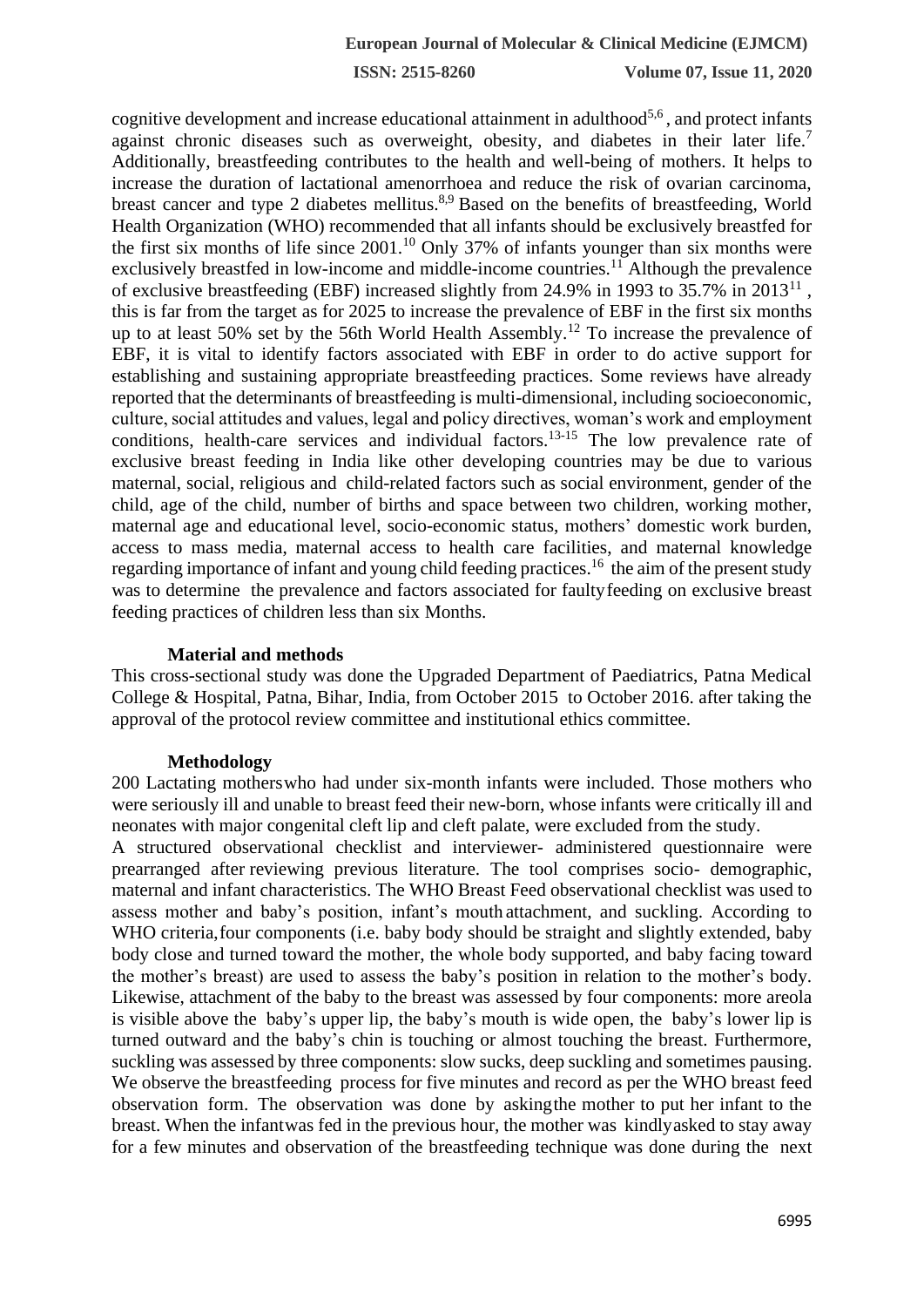cognitive development and increase educational attainment in adulthood[5,6] , and protect infants against chronic diseases such as overweight, obesity, and diabetes in their later life.[7] Additionally, breastfeeding contributes to the health and well-being of mothers. It helps to increase the duration of lactational amenorrhoea and reduce the risk of ovarian carcinoma, breast cancer and type 2 diabetes mellitus.[8,9] Based on the benefits of breastfeeding, World Health Organization (WHO) recommended that all infants should be exclusively breastfed for the first six months of life since 2001.[10] Only 37% of infants younger than six months were exclusively breastfed in low-income and middle-income countries.[11] Although the prevalence of exclusive breastfeeding (EBF) increased slightly from 24.9% in 1993 to 35.7% in 2013[11] , this is far from the target as for 2025 to increase the prevalence of EBF in the first six months up to at least 50% set by the 56th World Health Assembly.[12] To increase the prevalence of EBF, it is vital to identify factors associated with EBF in order to do active support for establishing and sustaining appropriate breastfeeding practices. Some reviews have already reported that the determinants of breastfeeding is multi-dimensional, including socioeconomic, culture, social attitudes and values, legal and policy directives, woman's work and employment conditions, health-care services and individual factors.[13-15] The low prevalence rate of exclusive breast feeding in India like other developing countries may be due to various maternal, social, religious and child-related factors such as social environment, gender of the child, age of the child, number of births and space between two children, working mother, maternal age and educational level, socio-economic status, mothers' domestic work burden, access to mass media, maternal access to health care facilities, and maternal knowledge regarding importance of infant and young child feeding practices.[16] the aim of the present study was to determine the prevalence and factors associated for faulty feeding on exclusive breast feeding practices of children less than six Months.

### Material and methods

This cross-sectional study was done the Upgraded Department of Paediatrics, Patna Medical College & Hospital, Patna, Bihar, India, from October 2015 to October 2016. after taking the approval of the protocol review committee and institutional ethics committee.

### Methodology

200 Lactating mothers who had under six-month infants were included. Those mothers who were seriously ill and unable to breast feed their new-born, whose infants were critically ill and neonates with major congenital cleft lip and cleft palate, were excluded from the study.

A structured observational checklist and interviewer- administered questionnaire were prearranged after reviewing previous literature. The tool comprises socio- demographic, maternal and infant characteristics. The WHO Breast Feed observational checklist was used to assess mother and baby's position, infant's mouth attachment, and suckling. According to WHO criteria, four components (i.e. baby body should be straight and slightly extended, baby body close and turned toward the mother, the whole body supported, and baby facing toward the mother's breast) are used to assess the baby's position in relation to the mother's body. Likewise, attachment of the baby to the breast was assessed by four components: more areola is visible above the baby's upper lip, the baby's mouth is wide open, the baby's lower lip is turned outward and the baby's chin is touching or almost touching the breast. Furthermore, suckling was assessed by three components: slow sucks, deep suckling and sometimes pausing. We observe the breastfeeding process for five minutes and record as per the WHO breast feed observation form. The observation was done by asking the mother to put her infant to the breast. When the infant was fed in the previous hour, the mother was kindly asked to stay away for a few minutes and observation of the breastfeeding technique was done during the next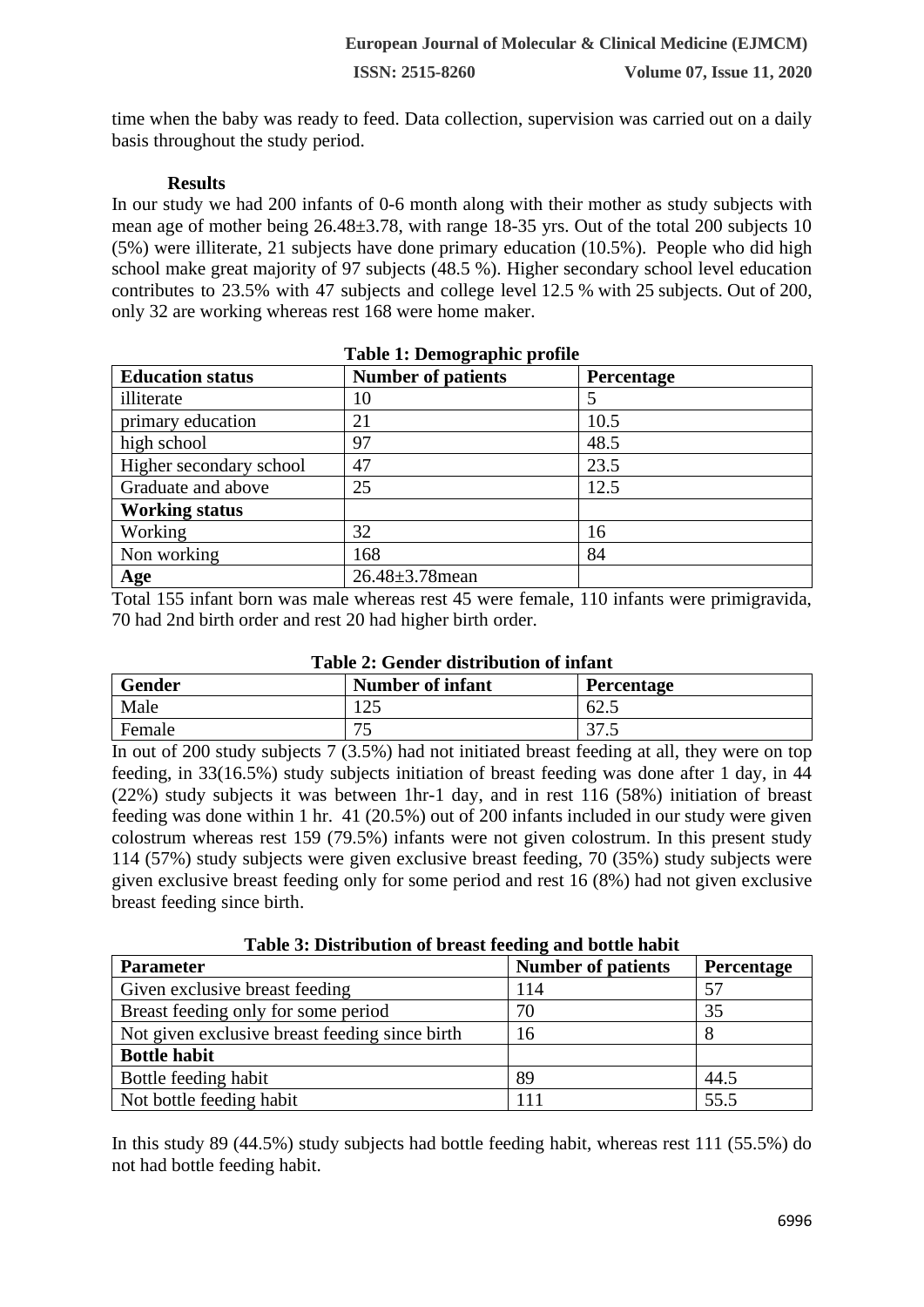time when the baby was ready to feed. Data collection, supervision was carried out on a daily basis throughout the study period.

**Results**

In our study we had 200 infants of 0-6 month along with their mother as study subjects with mean age of mother being 26.48±3.78, with range 18-35 yrs. Out of the total 200 subjects 10 (5%) were illiterate, 21 subjects have done primary education (10.5%). People who did high school make great majority of 97 subjects (48.5 %). Higher secondary school level education contributes to 23.5% with 47 subjects and college level 12.5 % with 25 subjects. Out of 200, only 32 are working whereas rest 168 were home maker.

**Table 1: Demographic profile**

| **Education status** | **Number of patients** | **Percentage** |
|---|---|---|
| illiterate | 10 | 5 |
| primary education | 21 | 10.5 |
| high school | 97 | 48.5 |
| Higher secondary school | 47 | 23.5 |
| Graduate and above | 25 | 12.5 |
| **Working status** | | |
| Working | 32 | 16 |
| Non working | 168 | 84 |
| **Age** | 26.48±3.78mean | |

Total 155 infant born was male whereas rest 45 were female, 110 infants were primigravida, 70 had 2nd birth order and rest 20 had higher birth order.

**Table 2: Gender distribution of infant**

| **Gender** | **Number of infant** | **Percentage** |
|---|---|---|
| Male | 125 | 62.5 |
| Female | 75 | 37.5 |

In out of 200 study subjects 7 (3.5%) had not initiated breast feeding at all, they were on top feeding, in 33(16.5%) study subjects initiation of breast feeding was done after 1 day, in 44 (22%) study subjects it was between 1hr-1 day, and in rest 116 (58%) initiation of breast feeding was done within 1 hr. 41 (20.5%) out of 200 infants included in our study were given colostrum whereas rest 159 (79.5%) infants were not given colostrum. In this present study 114 (57%) study subjects were given exclusive breast feeding, 70 (35%) study subjects were given exclusive breast feeding only for some period and rest 16 (8%) had not given exclusive breast feeding since birth.

**Table 3: Distribution of breast feeding and bottle habit**

| **Parameter** | **Number of patients** | **Percentage** |
|---|---|---|
| Given exclusive breast feeding | 114 | 57 |
| Breast feeding only for some period | 70 | 35 |
| Not given exclusive breast feeding since birth | 16 | 8 |
| **Bottle habit** | | |
| Bottle feeding habit | 89 | 44.5 |
| Not bottle feeding habit | 111 | 55.5 |

In this study 89 (44.5%) study subjects had bottle feeding habit, whereas rest 111 (55.5%) do not had bottle feeding habit.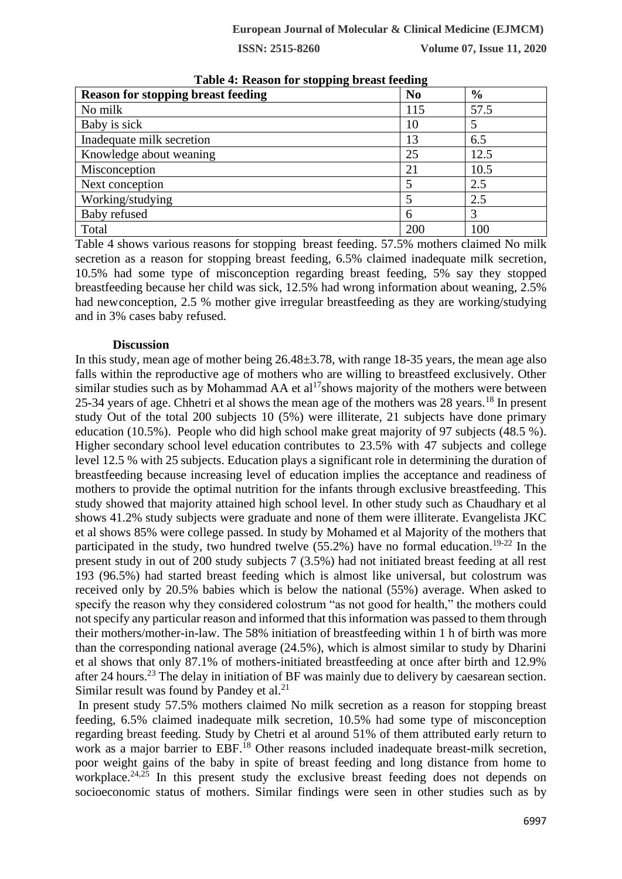**Table 4: Reason for stopping breast feeding**

| Reason for stopping breast feeding | No | % |
|---|---|---|
| No milk | 115 | 57.5 |
| Baby is sick | 10 | 5 |
| Inadequate milk secretion | 13 | 6.5 |
| Knowledge about weaning | 25 | 12.5 |
| Misconception | 21 | 10.5 |
| Next conception | 5 | 2.5 |
| Working/studying | 5 | 2.5 |
| Baby refused | 6 | 3 |
| Total | 200 | 100 |

Table 4 shows various reasons for stopping breast feeding. 57.5% mothers claimed No milk secretion as a reason for stopping breast feeding, 6.5% claimed inadequate milk secretion, 10.5% had some type of misconception regarding breast feeding, 5% say they stopped breastfeeding because her child was sick, 12.5% had wrong information about weaning, 2.5% had newconception, 2.5 % mother give irregular breastfeeding as they are working/studying and in 3% cases baby refused.

### Discussion

In this study, mean age of mother being 26.48±3.78, with range 18-35 years, the mean age also falls within the reproductive age of mothers who are willing to breastfeed exclusively. Other similar studies such as by Mohammad AA et al[17]shows majority of the mothers were between 25-34 years of age. Chhetri et al shows the mean age of the mothers was 28 years.[18] In present study Out of the total 200 subjects 10 (5%) were illiterate, 21 subjects have done primary education (10.5%). People who did high school make great majority of 97 subjects (48.5 %). Higher secondary school level education contributes to 23.5% with 47 subjects and college level 12.5 % with 25 subjects. Education plays a significant role in determining the duration of breastfeeding because increasing level of education implies the acceptance and readiness of mothers to provide the optimal nutrition for the infants through exclusive breastfeeding. This study showed that majority attained high school level. In other study such as Chaudhary et al shows 41.2% study subjects were graduate and none of them were illiterate. Evangelista JKC et al shows 85% were college passed. In study by Mohamed et al Majority of the mothers that participated in the study, two hundred twelve (55.2%) have no formal education.[19-22] In the present study in out of 200 study subjects 7 (3.5%) had not initiated breast feeding at all rest 193 (96.5%) had started breast feeding which is almost like universal, but colostrum was received only by 20.5% babies which is below the national (55%) average. When asked to specify the reason why they considered colostrum "as not good for health," the mothers could not specify any particular reason and informed that this information was passed to them through their mothers/mother-in-law. The 58% initiation of breastfeeding within 1 h of birth was more than the corresponding national average (24.5%), which is almost similar to study by Dharini et al shows that only 87.1% of mothers-initiated breastfeeding at once after birth and 12.9% after 24 hours.[23] The delay in initiation of BF was mainly due to delivery by caesarean section. Similar result was found by Pandey et al.[21]

In present study 57.5% mothers claimed No milk secretion as a reason for stopping breast feeding, 6.5% claimed inadequate milk secretion, 10.5% had some type of misconception regarding breast feeding. Study by Chetri et al around 51% of them attributed early return to work as a major barrier to EBF.[18] Other reasons included inadequate breast-milk secretion, poor weight gains of the baby in spite of breast feeding and long distance from home to workplace.[24,25] In this present study the exclusive breast feeding does not depends on socioeconomic status of mothers. Similar findings were seen in other studies such as by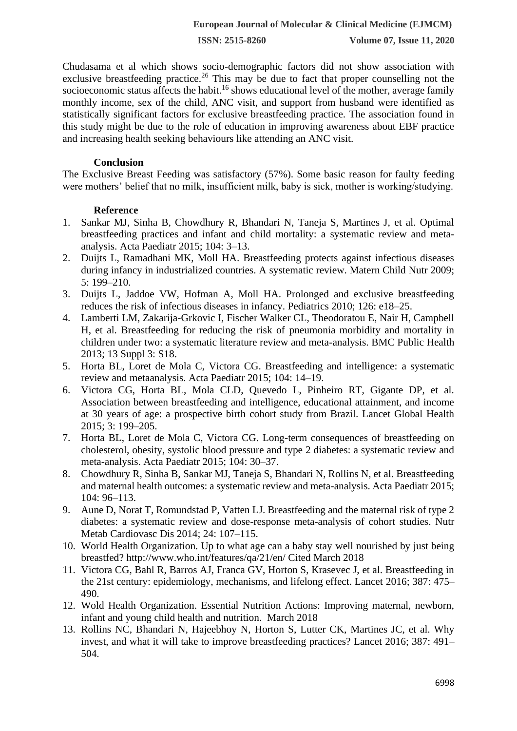Chudasama et al which shows socio-demographic factors did not show association with exclusive breastfeeding practice.[26] This may be due to fact that proper counselling not the socioeconomic status affects the habit.[16] shows educational level of the mother, average family monthly income, sex of the child, ANC visit, and support from husband were identified as statistically significant factors for exclusive breastfeeding practice. The association found in this study might be due to the role of education in improving awareness about EBF practice and increasing health seeking behaviours like attending an ANC visit.

## Conclusion

The Exclusive Breast Feeding was satisfactory (57%). Some basic reason for faulty feeding were mothers' belief that no milk, insufficient milk, baby is sick, mother is working/studying.

## Reference

1. Sankar MJ, Sinha B, Chowdhury R, Bhandari N, Taneja S, Martines J, et al. Optimal breastfeeding practices and infant and child mortality: a systematic review and meta-analysis. Acta Paediatr 2015; 104: 3–13.
2. Duijts L, Ramadhani MK, Moll HA. Breastfeeding protects against infectious diseases during infancy in industrialized countries. A systematic review. Matern Child Nutr 2009; 5: 199–210.
3. Duijts L, Jaddoe VW, Hofman A, Moll HA. Prolonged and exclusive breastfeeding reduces the risk of infectious diseases in infancy. Pediatrics 2010; 126: e18–25.
4. Lamberti LM, Zakarija-Grkovic I, Fischer Walker CL, Theodoratou E, Nair H, Campbell H, et al. Breastfeeding for reducing the risk of pneumonia morbidity and mortality in children under two: a systematic literature review and meta-analysis. BMC Public Health 2013; 13 Suppl 3: S18.
5. Horta BL, Loret de Mola C, Victora CG. Breastfeeding and intelligence: a systematic review and metaanalysis. Acta Paediatr 2015; 104: 14–19.
6. Victora CG, Horta BL, Mola CLD, Quevedo L, Pinheiro RT, Gigante DP, et al. Association between breastfeeding and intelligence, educational attainment, and income at 30 years of age: a prospective birth cohort study from Brazil. Lancet Global Health 2015; 3: 199–205.
7. Horta BL, Loret de Mola C, Victora CG. Long-term consequences of breastfeeding on cholesterol, obesity, systolic blood pressure and type 2 diabetes: a systematic review and meta-analysis. Acta Paediatr 2015; 104: 30–37.
8. Chowdhury R, Sinha B, Sankar MJ, Taneja S, Bhandari N, Rollins N, et al. Breastfeeding and maternal health outcomes: a systematic review and meta-analysis. Acta Paediatr 2015; 104: 96–113.
9. Aune D, Norat T, Romundstad P, Vatten LJ. Breastfeeding and the maternal risk of type 2 diabetes: a systematic review and dose-response meta-analysis of cohort studies. Nutr Metab Cardiovasc Dis 2014; 24: 107–115.
10. World Health Organization. Up to what age can a baby stay well nourished by just being breastfed? http://www.who.int/features/qa/21/en/ Cited March 2018
11. Victora CG, Bahl R, Barros AJ, Franca GV, Horton S, Krasevec J, et al. Breastfeeding in the 21st century: epidemiology, mechanisms, and lifelong effect. Lancet 2016; 387: 475–490.
12. Wold Health Organization. Essential Nutrition Actions: Improving maternal, newborn, infant and young child health and nutrition. March 2018
13. Rollins NC, Bhandari N, Hajeebhoy N, Horton S, Lutter CK, Martines JC, et al. Why invest, and what it will take to improve breastfeeding practices? Lancet 2016; 387: 491–504.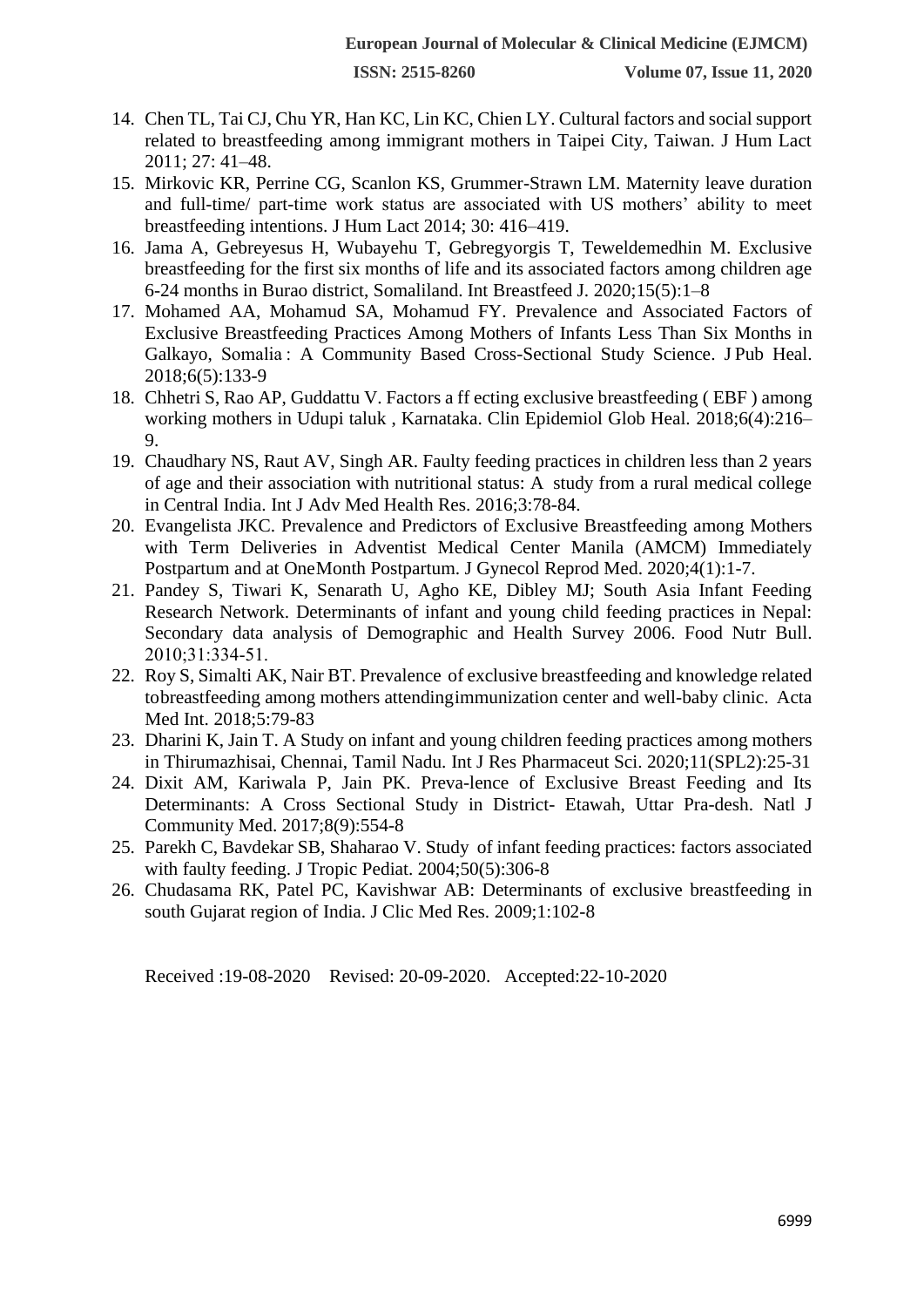14. Chen TL, Tai CJ, Chu YR, Han KC, Lin KC, Chien LY. Cultural factors and social support related to breastfeeding among immigrant mothers in Taipei City, Taiwan. J Hum Lact 2011; 27: 41–48.
15. Mirkovic KR, Perrine CG, Scanlon KS, Grummer-Strawn LM. Maternity leave duration and full-time/ part-time work status are associated with US mothers' ability to meet breastfeeding intentions. J Hum Lact 2014; 30: 416–419.
16. Jama A, Gebreyesus H, Wubayehu T, Gebregyorgis T, Teweldemedhin M. Exclusive breastfeeding for the first six months of life and its associated factors among children age 6-24 months in Burao district, Somaliland. Int Breastfeed J. 2020;15(5):1–8
17. Mohamed AA, Mohamud SA, Mohamud FY. Prevalence and Associated Factors of Exclusive Breastfeeding Practices Among Mothers of Infants Less Than Six Months in Galkayo, Somalia : A Community Based Cross-Sectional Study Science. J Pub Heal. 2018;6(5):133-9
18. Chhetri S, Rao AP, Guddattu V. Factors a ff ecting exclusive breastfeeding ( EBF ) among working mothers in Udupi taluk , Karnataka. Clin Epidemiol Glob Heal. 2018;6(4):216–9.
19. Chaudhary NS, Raut AV, Singh AR. Faulty feeding practices in children less than 2 years of age and their association with nutritional status: A study from a rural medical college in Central India. Int J Adv Med Health Res. 2016;3:78-84.
20. Evangelista JKC. Prevalence and Predictors of Exclusive Breastfeeding among Mothers with Term Deliveries in Adventist Medical Center Manila (AMCM) Immediately Postpartum and at OneMonth Postpartum. J Gynecol Reprod Med. 2020;4(1):1-7.
21. Pandey S, Tiwari K, Senarath U, Agho KE, Dibley MJ; South Asia Infant Feeding Research Network. Determinants of infant and young child feeding practices in Nepal: Secondary data analysis of Demographic and Health Survey 2006. Food Nutr Bull. 2010;31:334-51.
22. Roy S, Simalti AK, Nair BT. Prevalence of exclusive breastfeeding and knowledge related tobreastfeeding among mothers attendingimmunization center and well-baby clinic. Acta Med Int. 2018;5:79-83
23. Dharini K, Jain T. A Study on infant and young children feeding practices among mothers in Thirumazhisai, Chennai, Tamil Nadu. Int J Res Pharmaceut Sci. 2020;11(SPL2):25-31
24. Dixit AM, Kariwala P, Jain PK. Preva-lence of Exclusive Breast Feeding and Its Determinants: A Cross Sectional Study in District- Etawah, Uttar Pra-desh. Natl J Community Med. 2017;8(9):554-8
25. Parekh C, Bavdekar SB, Shaharao V. Study of infant feeding practices: factors associated with faulty feeding. J Tropic Pediat. 2004;50(5):306-8
26. Chudasama RK, Patel PC, Kavishwar AB: Determinants of exclusive breastfeeding in south Gujarat region of India. J Clic Med Res. 2009;1:102-8

Received :19-08-2020 Revised: 20-09-2020. Accepted:22-10-2020